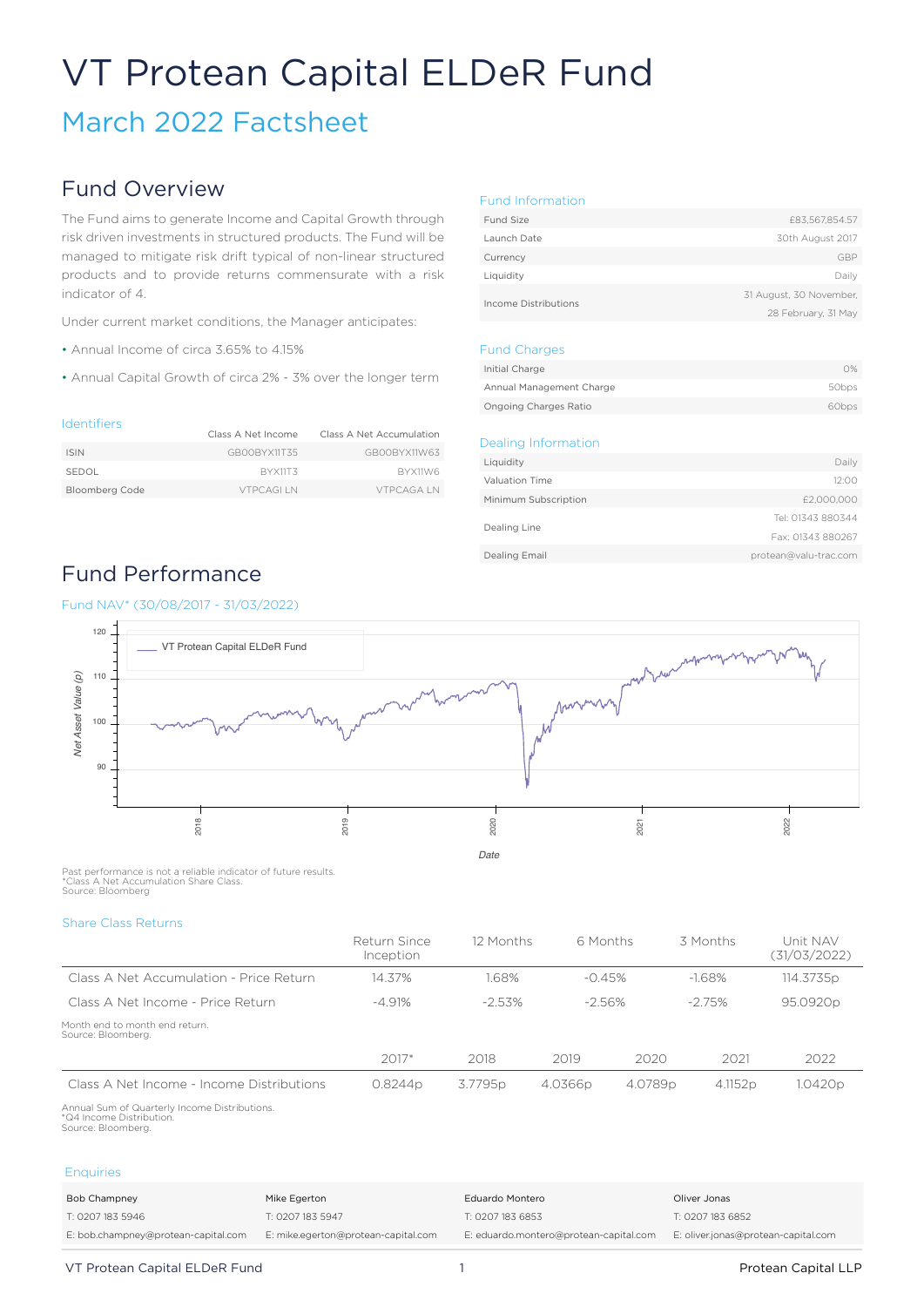# VT Protean Capital ELDeR Fund

## March 2022 Factsheet

## Fund Overview

The Fund aims to generate Income and Capital Growth through risk driven investments in structured products. The Fund will be managed to mitigate risk drift typical of non-linear structured products and to provide returns commensurate with a risk indicator of 4.

Under current market conditions, the Manager anticipates:

- Annual Income of circa 3.65% to 4.15%
- Annual Capital Growth of circa 2% - 3% over the longer term

### Identifiers

| | Class A Net Income | Class A Net Accumulation |
|---|---|---|
| ISIN | GB00BYX11T35 | GB00BYX11W63 |
| SEDOL | BYX11T3 | BYX11W6 |
| Bloomberg Code | VTPCAGI LN | VTPCAGA LN |

### Fund Information

| | |
|---|---|
| Fund Size | £83,567,854.57 |
| Launch Date | 30th August 2017 |
| Currency | GBP |
| Liquidity | Daily |
| Income Distributions | 31 August, 30 November, 28 February, 31 May |

### Fund Charges

| | |
|---|---|
| Initial Charge | 0% |
| Annual Management Charge | 50bps |
| Ongoing Charges Ratio | 60bps |

### Dealing Information

| | |
|---|---|
| Liquidity | Daily |
| Valuation Time | 12:00 |
| Minimum Subscription | £2,000,000 |
| Dealing Line | Tel: 01343 880344<br>Fax: 01343 880267 |
| Dealing Email | protean@valu-trac.com |

## Fund Performance

### Fund NAV* (30/08/2017 - 31/03/2022)

Past performance is not a reliable indicator of future results.
*Class A Net Accumulation Share Class.
Source: Bloomberg

### Share Class Returns

| | Return Since Inception | 12 Months | 6 Months | 3 Months | Unit NAV (31/03/2022) |
|---|---|---|---|---|---|
| Class A Net Accumulation - Price Return | 14.37% | 1.68% | -0.45% | -1.68% | 114.3735p |
| Class A Net Income - Price Return | -4.91% | -2.53% | -2.56% | -2.75% | 95.0920p |

Month end to month end return.
Source: Bloomberg.

| | 2017* | 2018 | 2019 | 2020 | 2021 | 2022 |
|---|---|---|---|---|---|---|
| Class A Net Income - Income Distributions | 0.8244p | 3.7795p | 4.0366p | 4.0789p | 4.1152p | 1.0420p |

Annual Sum of Quarterly Income Distributions.
*Q4 Income Distribution.
Source: Bloomberg.

### Enquiries

| Bob Champney | Mike Egerton | Eduardo Montero | Oliver Jonas |
|---|---|---|---|
| T: 0207 183 5946 | T: 0207 183 5947 | T: 0207 183 6853 | T: 0207 183 6852 |
| E: bob.champney@protean-capital.com | E: mike.egerton@protean-capital.com | E: eduardo.montero@protean-capital.com | E: oliver.jonas@protean-capital.com |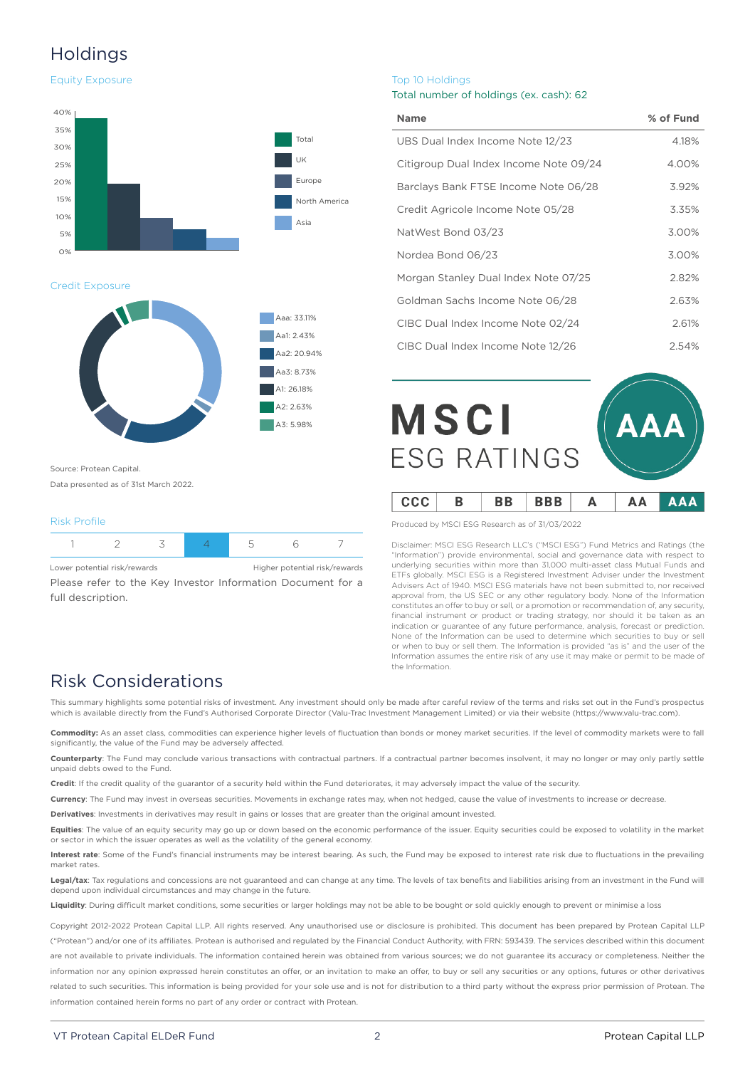# Holdings

## Equity Exposure

40%
35%
30%
25%
20%
15%
10%
5%
0%

Total
UK
Europe
North America
Asia

## Credit Exposure

Aaa: 33.11%
Aa1: 2.43%
Aa2: 20.94%
Aa3: 8.73%
A1: 26.18%
A2: 2.63%
A3: 5.98%

Source: Protean Capital.

Data presented as of 31st March 2022.

## Risk Profile

| 1 | 2 | 3 | 4 | 5 | 6 | 7 |
|---|---|---|---|---|---|---|

Lower potential risk/rewards — Higher potential risk/rewards

Please refer to the Key Investor Information Document for a full description.

## Top 10 Holdings

Total number of holdings (ex. cash): 62

| Name | % of Fund |
|---|---|
| UBS Dual Index Income Note 12/23 | 4.18% |
| Citigroup Dual Index Income Note 09/24 | 4.00% |
| Barclays Bank FTSE Income Note 06/28 | 3.92% |
| Credit Agricole Income Note 05/28 | 3.35% |
| NatWest Bond 03/23 | 3.00% |
| Nordea Bond 06/23 | 3.00% |
| Morgan Stanley Dual Index Note 07/25 | 2.82% |
| Goldman Sachs Income Note 06/28 | 2.63% |
| CIBC Dual Index Income Note 02/24 | 2.61% |
| CIBC Dual Index Income Note 12/26 | 2.54% |

MSCI ESG RATINGS

AAA

CCC | B | BB | BBB | A | AA | AAA

Produced by MSCI ESG Research as of 31/03/2022

Disclaimer: MSCI ESG Research LLC's ("MSCI ESG") Fund Metrics and Ratings (the "Information") provide environmental, social and governance data with respect to underlying securities within more than 31,000 multi-asset class Mutual Funds and ETFs globally. MSCI ESG is a Registered Investment Adviser under the Investment Advisers Act of 1940. MSCI ESG materials have not been submitted to, nor received approval from, the US SEC or any other regulatory body. None of the Information constitutes an offer to buy or sell, or a promotion or recommendation of, any security, financial instrument or product or trading strategy, nor should it be taken as an indication or guarantee of any future performance, analysis, forecast or prediction. None of the Information can be used to determine which securities to buy or sell or when to buy or sell them. The Information is provided "as is" and the user of the Information assumes the entire risk of any use it may make or permit to be made of the Information.

# Risk Considerations

This summary highlights some potential risks of investment. Any investment should only be made after careful review of the terms and risks set out in the Fund's prospectus which is available directly from the Fund's Authorised Corporate Director (Valu-Trac Investment Management Limited) or via their website (https://www.valu-trac.com).

**Commodity:** As an asset class, commodities can experience higher levels of fluctuation than bonds or money market securities. If the level of commodity markets were to fall significantly, the value of the Fund may be adversely affected.

**Counterparty**: The Fund may conclude various transactions with contractual partners. If a contractual partner becomes insolvent, it may no longer or may only partly settle unpaid debts owed to the Fund.

**Credit**: If the credit quality of the guarantor of a security held within the Fund deteriorates, it may adversely impact the value of the security.

**Currency**: The Fund may invest in overseas securities. Movements in exchange rates may, when not hedged, cause the value of investments to increase or decrease.

**Derivatives**: Investments in derivatives may result in gains or losses that are greater than the original amount invested.

**Equities**: The value of an equity security may go up or down based on the economic performance of the issuer. Equity securities could be exposed to volatility in the market or sector in which the issuer operates as well as the volatility of the general economy.

**Interest rate**: Some of the Fund's financial instruments may be interest bearing. As such, the Fund may be exposed to interest rate risk due to fluctuations in the prevailing market rates.

**Legal/tax**: Tax regulations and concessions are not guaranteed and can change at any time. The levels of tax benefits and liabilities arising from an investment in the Fund will depend upon individual circumstances and may change in the future.

**Liquidity**: During difficult market conditions, some securities or larger holdings may not be able to be bought or sold quickly enough to prevent or minimise a loss

Copyright 2012-2022 Protean Capital LLP. All rights reserved. Any unauthorised use or disclosure is prohibited. This document has been prepared by Protean Capital LLP ("Protean") and/or one of its affiliates. Protean is authorised and regulated by the Financial Conduct Authority, with FRN: 593439. The services described within this document are not available to private individuals. The information contained herein was obtained from various sources; we do not guarantee its accuracy or completeness. Neither the information nor any opinion expressed herein constitutes an offer, or an invitation to make an offer, to buy or sell any securities or any options, futures or other derivatives related to such securities. This information is being provided for your sole use and is not for distribution to a third party without the express prior permission of Protean. The information contained herein forms no part of any order or contract with Protean.